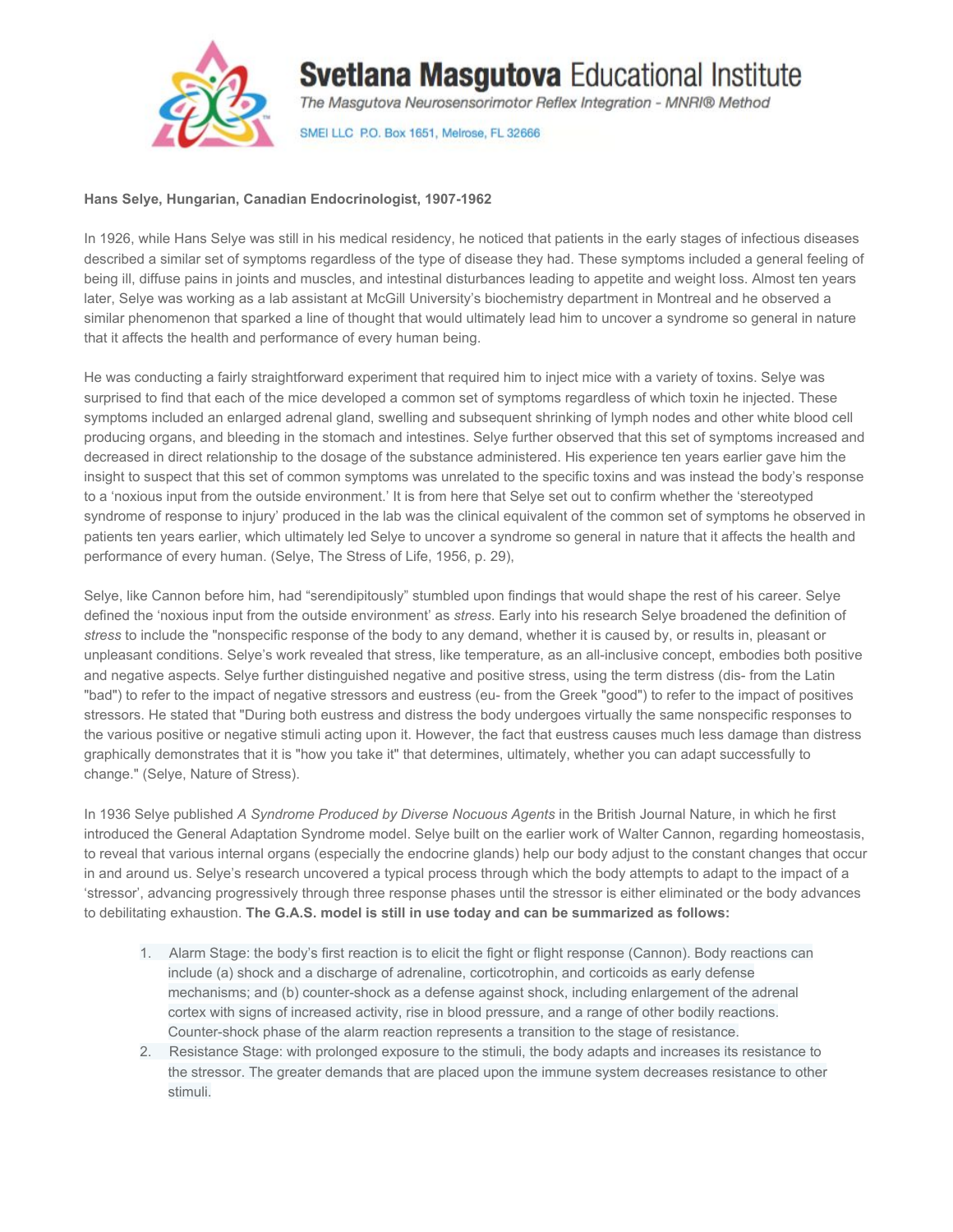**Svetlana Masgutova** Educational Institute

*The Masgutova Neurosensorimotor Reflex Integration - MNRI® Method*

SMEI LLC P.O. Box 1651, Melrose, FL 32666

**Hans Selye, Hungarian, Canadian Endocrinologist, 1907-1962**

In 1926, while Hans Selye was still in his medical residency, he noticed that patients in the early stages of infectious diseases described a similar set of symptoms regardless of the type of disease they had. These symptoms included a general feeling of being ill, diffuse pains in joints and muscles, and intestinal disturbances leading to appetite and weight loss. Almost ten years later, Selye was working as a lab assistant at McGill University's biochemistry department in Montreal and he observed a similar phenomenon that sparked a line of thought that would ultimately lead him to uncover a syndrome so general in nature that it affects the health and performance of every human being.

He was conducting a fairly straightforward experiment that required him to inject mice with a variety of toxins. Selye was surprised to find that each of the mice developed a common set of symptoms regardless of which toxin he injected. These symptoms included an enlarged adrenal gland, swelling and subsequent shrinking of lymph nodes and other white blood cell producing organs, and bleeding in the stomach and intestines. Selye further observed that this set of symptoms increased and decreased in direct relationship to the dosage of the substance administered. His experience ten years earlier gave him the insight to suspect that this set of common symptoms was unrelated to the specific toxins and was instead the body's response to a 'noxious input from the outside environment.' It is from here that Selye set out to confirm whether the 'stereotyped syndrome of response to injury' produced in the lab was the clinical equivalent of the common set of symptoms he observed in patients ten years earlier, which ultimately led Selye to uncover a syndrome so general in nature that it affects the health and performance of every human. (Selye, The Stress of Life, 1956, p. 29),

Selye, like Cannon before him, had "serendipitously" stumbled upon findings that would shape the rest of his career. Selye defined the 'noxious input from the outside environment' as *stress*. Early into his research Selye broadened the definition of *stress* to include the "nonspecific response of the body to any demand, whether it is caused by, or results in, pleasant or unpleasant conditions. Selye's work revealed that stress, like temperature, as an all-inclusive concept, embodies both positive and negative aspects. Selye further distinguished negative and positive stress, using the term distress (dis- from the Latin "bad") to refer to the impact of negative stressors and eustress (eu- from the Greek "good") to refer to the impact of positives stressors. He stated that "During both eustress and distress the body undergoes virtually the same nonspecific responses to the various positive or negative stimuli acting upon it. However, the fact that eustress causes much less damage than distress graphically demonstrates that it is "how you take it" that determines, ultimately, whether you can adapt successfully to change." (Selye, Nature of Stress).

In 1936 Selye published *A Syndrome Produced by Diverse Nocuous Agents* in the British Journal Nature, in which he first introduced the General Adaptation Syndrome model. Selye built on the earlier work of Walter Cannon, regarding homeostasis, to reveal that various internal organs (especially the endocrine glands) help our body adjust to the constant changes that occur in and around us. Selye's research uncovered a typical process through which the body attempts to adapt to the impact of a 'stressor', advancing progressively through three response phases until the stressor is either eliminated or the body advances to debilitating exhaustion. **The G.A.S. model is still in use today and can be summarized as follows:**

1. Alarm Stage: the body's first reaction is to elicit the fight or flight response (Cannon). Body reactions can include (a) shock and a discharge of adrenaline, corticotrophin, and corticoids as early defense mechanisms; and (b) counter-shock as a defense against shock, including enlargement of the adrenal cortex with signs of increased activity, rise in blood pressure, and a range of other bodily reactions. Counter-shock phase of the alarm reaction represents a transition to the stage of resistance.
2. Resistance Stage: with prolonged exposure to the stimuli, the body adapts and increases its resistance to the stressor. The greater demands that are placed upon the immune system decreases resistance to other stimuli.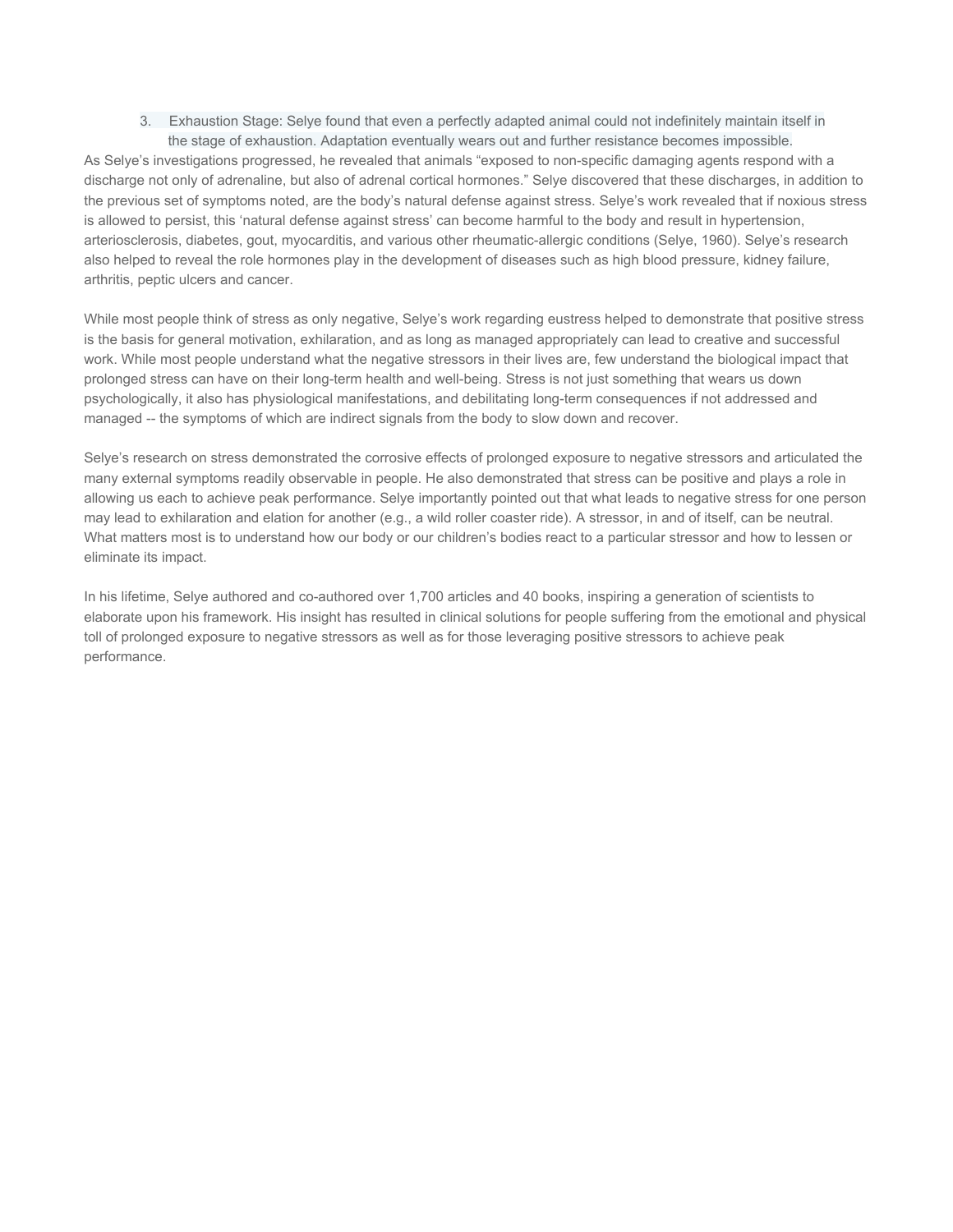3. Exhaustion Stage: Selye found that even a perfectly adapted animal could not indefinitely maintain itself in the stage of exhaustion. Adaptation eventually wears out and further resistance becomes impossible.

As Selye's investigations progressed, he revealed that animals "exposed to non-specific damaging agents respond with a discharge not only of adrenaline, but also of adrenal cortical hormones." Selye discovered that these discharges, in addition to the previous set of symptoms noted, are the body's natural defense against stress. Selye's work revealed that if noxious stress is allowed to persist, this 'natural defense against stress' can become harmful to the body and result in hypertension, arteriosclerosis, diabetes, gout, myocarditis, and various other rheumatic-allergic conditions (Selye, 1960). Selye's research also helped to reveal the role hormones play in the development of diseases such as high blood pressure, kidney failure, arthritis, peptic ulcers and cancer.

While most people think of stress as only negative, Selye's work regarding eustress helped to demonstrate that positive stress is the basis for general motivation, exhilaration, and as long as managed appropriately can lead to creative and successful work. While most people understand what the negative stressors in their lives are, few understand the biological impact that prolonged stress can have on their long-term health and well-being. Stress is not just something that wears us down psychologically, it also has physiological manifestations, and debilitating long-term consequences if not addressed and managed -- the symptoms of which are indirect signals from the body to slow down and recover.

Selye's research on stress demonstrated the corrosive effects of prolonged exposure to negative stressors and articulated the many external symptoms readily observable in people. He also demonstrated that stress can be positive and plays a role in allowing us each to achieve peak performance. Selye importantly pointed out that what leads to negative stress for one person may lead to exhilaration and elation for another (e.g., a wild roller coaster ride). A stressor, in and of itself, can be neutral. What matters most is to understand how our body or our children's bodies react to a particular stressor and how to lessen or eliminate its impact.

In his lifetime, Selye authored and co-authored over 1,700 articles and 40 books, inspiring a generation of scientists to elaborate upon his framework. His insight has resulted in clinical solutions for people suffering from the emotional and physical toll of prolonged exposure to negative stressors as well as for those leveraging positive stressors to achieve peak performance.